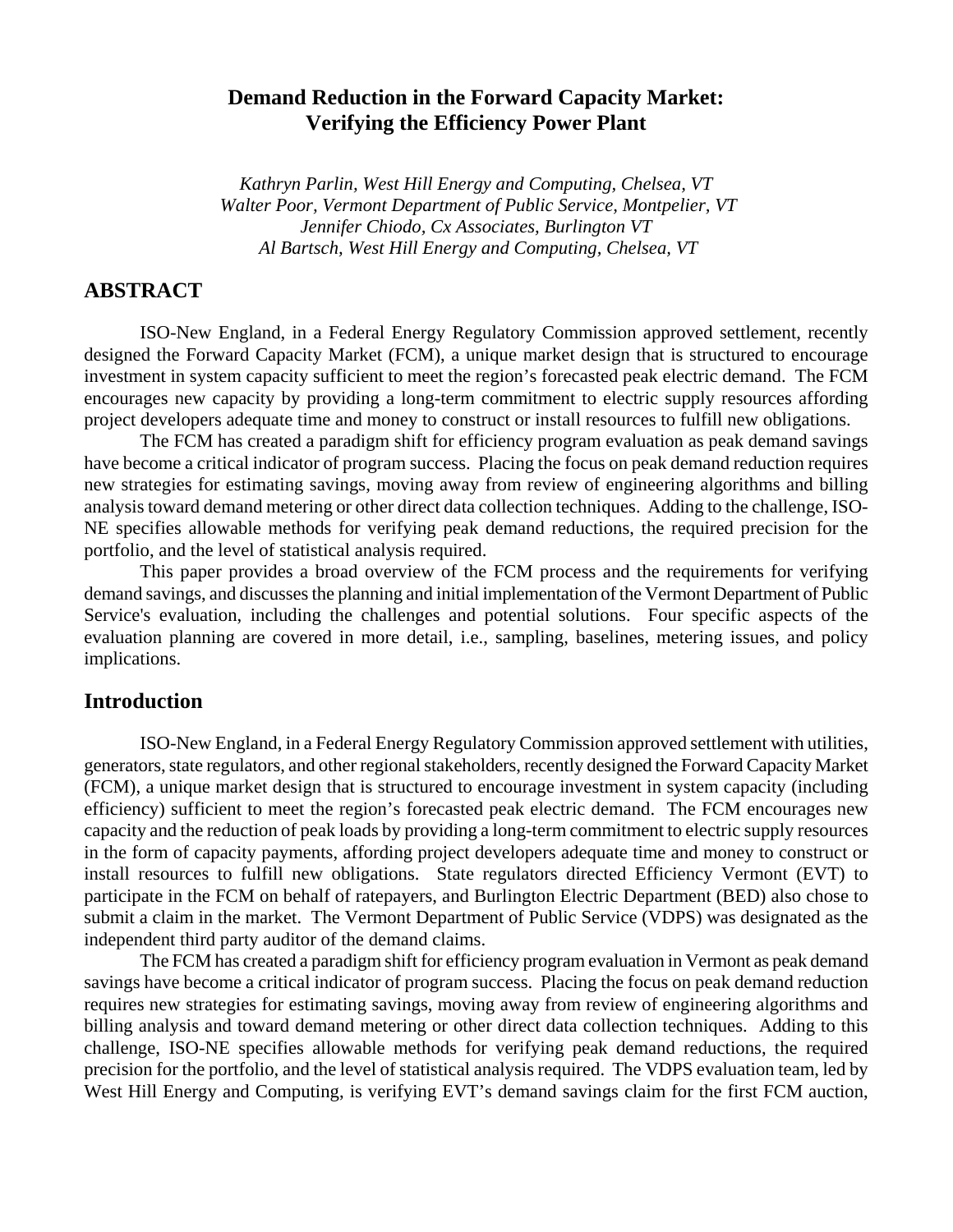# Demand Reduction in the Forward Capacity Market: Verifying the Efficiency Power Plant

*Kathryn Parlin, West Hill Energy and Computing, Chelsea, VT*
*Walter Poor, Vermont Department of Public Service, Montpelier, VT*
*Jennifer Chiodo, Cx Associates, Burlington VT*
*Al Bartsch, West Hill Energy and Computing, Chelsea, VT*

## ABSTRACT

ISO-New England, in a Federal Energy Regulatory Commission approved settlement, recently designed the Forward Capacity Market (FCM), a unique market design that is structured to encourage investment in system capacity sufficient to meet the region's forecasted peak electric demand. The FCM encourages new capacity by providing a long-term commitment to electric supply resources affording project developers adequate time and money to construct or install resources to fulfill new obligations.

The FCM has created a paradigm shift for efficiency program evaluation as peak demand savings have become a critical indicator of program success. Placing the focus on peak demand reduction requires new strategies for estimating savings, moving away from review of engineering algorithms and billing analysis toward demand metering or other direct data collection techniques. Adding to the challenge, ISO-NE specifies allowable methods for verifying peak demand reductions, the required precision for the portfolio, and the level of statistical analysis required.

This paper provides a broad overview of the FCM process and the requirements for verifying demand savings, and discusses the planning and initial implementation of the Vermont Department of Public Service's evaluation, including the challenges and potential solutions. Four specific aspects of the evaluation planning are covered in more detail, i.e., sampling, baselines, metering issues, and policy implications.

## Introduction

ISO-New England, in a Federal Energy Regulatory Commission approved settlement with utilities, generators, state regulators, and other regional stakeholders, recently designed the Forward Capacity Market (FCM), a unique market design that is structured to encourage investment in system capacity (including efficiency) sufficient to meet the region's forecasted peak electric demand. The FCM encourages new capacity and the reduction of peak loads by providing a long-term commitment to electric supply resources in the form of capacity payments, affording project developers adequate time and money to construct or install resources to fulfill new obligations. State regulators directed Efficiency Vermont (EVT) to participate in the FCM on behalf of ratepayers, and Burlington Electric Department (BED) also chose to submit a claim in the market. The Vermont Department of Public Service (VDPS) was designated as the independent third party auditor of the demand claims.

The FCM has created a paradigm shift for efficiency program evaluation in Vermont as peak demand savings have become a critical indicator of program success. Placing the focus on peak demand reduction requires new strategies for estimating savings, moving away from review of engineering algorithms and billing analysis and toward demand metering or other direct data collection techniques. Adding to this challenge, ISO-NE specifies allowable methods for verifying peak demand reductions, the required precision for the portfolio, and the level of statistical analysis required. The VDPS evaluation team, led by West Hill Energy and Computing, is verifying EVT's demand savings claim for the first FCM auction,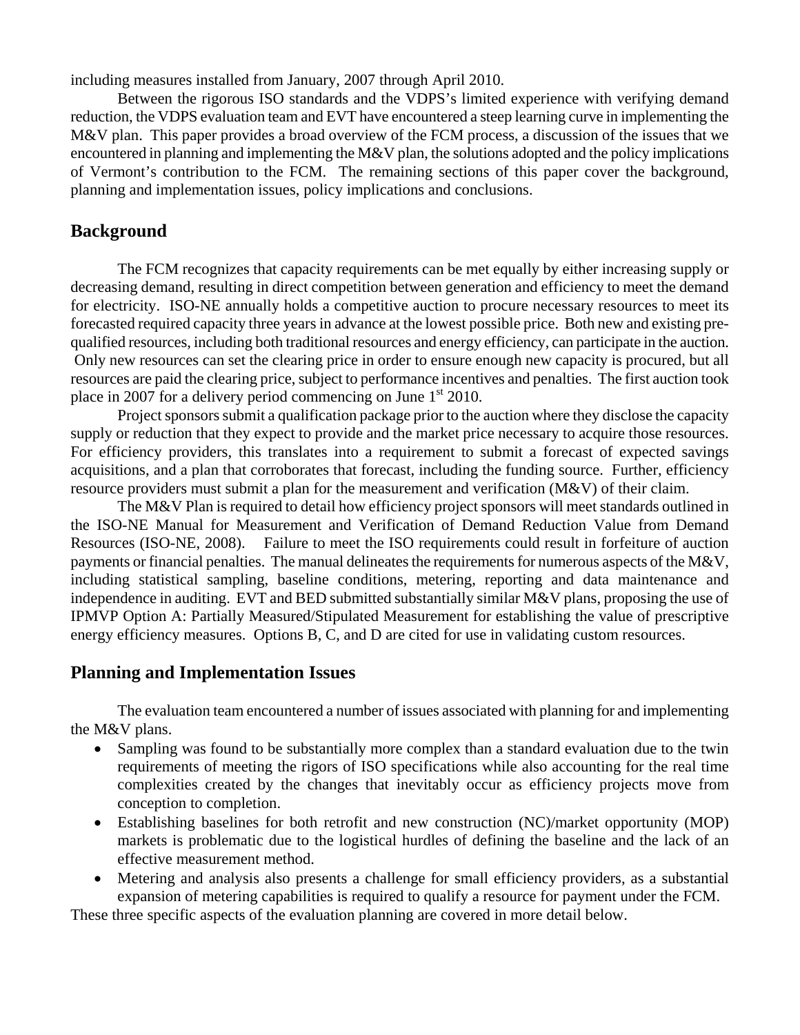including measures installed from January, 2007 through April 2010.

Between the rigorous ISO standards and the VDPS's limited experience with verifying demand reduction, the VDPS evaluation team and EVT have encountered a steep learning curve in implementing the M&V plan. This paper provides a broad overview of the FCM process, a discussion of the issues that we encountered in planning and implementing the M&V plan, the solutions adopted and the policy implications of Vermont's contribution to the FCM. The remaining sections of this paper cover the background, planning and implementation issues, policy implications and conclusions.

## Background

The FCM recognizes that capacity requirements can be met equally by either increasing supply or decreasing demand, resulting in direct competition between generation and efficiency to meet the demand for electricity. ISO-NE annually holds a competitive auction to procure necessary resources to meet its forecasted required capacity three years in advance at the lowest possible price. Both new and existing pre-qualified resources, including both traditional resources and energy efficiency, can participate in the auction. Only new resources can set the clearing price in order to ensure enough new capacity is procured, but all resources are paid the clearing price, subject to performance incentives and penalties. The first auction took place in 2007 for a delivery period commencing on June 1st 2010.

Project sponsors submit a qualification package prior to the auction where they disclose the capacity supply or reduction that they expect to provide and the market price necessary to acquire those resources. For efficiency providers, this translates into a requirement to submit a forecast of expected savings acquisitions, and a plan that corroborates that forecast, including the funding source. Further, efficiency resource providers must submit a plan for the measurement and verification (M&V) of their claim.

The M&V Plan is required to detail how efficiency project sponsors will meet standards outlined in the ISO-NE Manual for Measurement and Verification of Demand Reduction Value from Demand Resources (ISO-NE, 2008). Failure to meet the ISO requirements could result in forfeiture of auction payments or financial penalties. The manual delineates the requirements for numerous aspects of the M&V, including statistical sampling, baseline conditions, metering, reporting and data maintenance and independence in auditing. EVT and BED submitted substantially similar M&V plans, proposing the use of IPMVP Option A: Partially Measured/Stipulated Measurement for establishing the value of prescriptive energy efficiency measures. Options B, C, and D are cited for use in validating custom resources.

## Planning and Implementation Issues

The evaluation team encountered a number of issues associated with planning for and implementing the M&V plans.

- Sampling was found to be substantially more complex than a standard evaluation due to the twin requirements of meeting the rigors of ISO specifications while also accounting for the real time complexities created by the changes that inevitably occur as efficiency projects move from conception to completion.
- Establishing baselines for both retrofit and new construction (NC)/market opportunity (MOP) markets is problematic due to the logistical hurdles of defining the baseline and the lack of an effective measurement method.
- Metering and analysis also presents a challenge for small efficiency providers, as a substantial expansion of metering capabilities is required to qualify a resource for payment under the FCM.

These three specific aspects of the evaluation planning are covered in more detail below.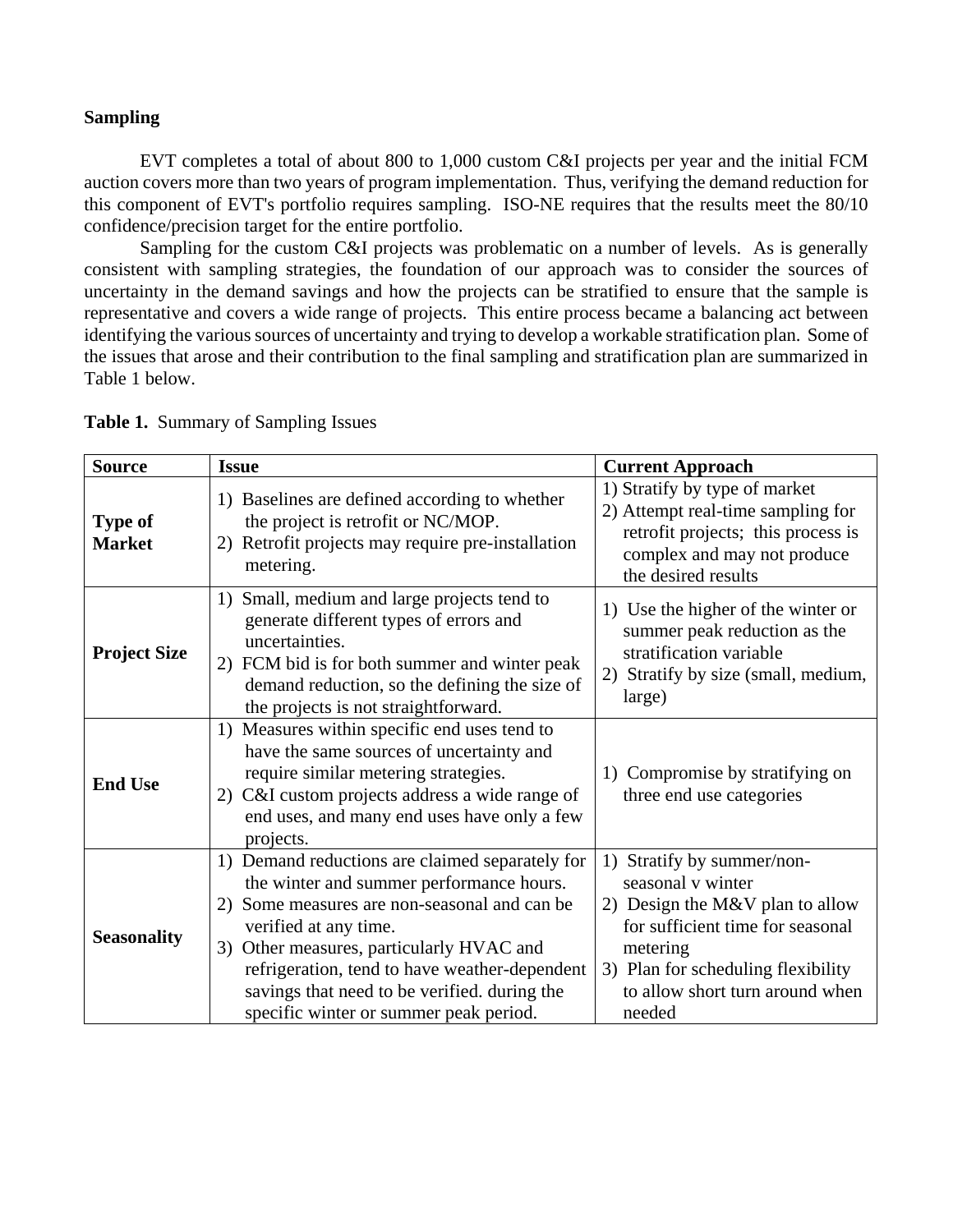**Sampling**

EVT completes a total of about 800 to 1,000 custom C&I projects per year and the initial FCM auction covers more than two years of program implementation. Thus, verifying the demand reduction for this component of EVT's portfolio requires sampling. ISO-NE requires that the results meet the 80/10 confidence/precision target for the entire portfolio.

Sampling for the custom C&I projects was problematic on a number of levels. As is generally consistent with sampling strategies, the foundation of our approach was to consider the sources of uncertainty in the demand savings and how the projects can be stratified to ensure that the sample is representative and covers a wide range of projects. This entire process became a balancing act between identifying the various sources of uncertainty and trying to develop a workable stratification plan. Some of the issues that arose and their contribution to the final sampling and stratification plan are summarized in Table 1 below.

**Table 1.** Summary of Sampling Issues

| Source | Issue | Current Approach |
|---|---|---|
| **Type of Market** | 1) Baselines are defined according to whether the project is retrofit or NC/MOP. 2) Retrofit projects may require pre-installation metering. | 1) Stratify by type of market 2) Attempt real-time sampling for retrofit projects; this process is complex and may not produce the desired results |
| **Project Size** | 1) Small, medium and large projects tend to generate different types of errors and uncertainties. 2) FCM bid is for both summer and winter peak demand reduction, so the defining the size of the projects is not straightforward. | 1) Use the higher of the winter or summer peak reduction as the stratification variable 2) Stratify by size (small, medium, large) |
| **End Use** | 1) Measures within specific end uses tend to have the same sources of uncertainty and require similar metering strategies. 2) C&I custom projects address a wide range of end uses, and many end uses have only a few projects. | 1) Compromise by stratifying on three end use categories |
| **Seasonality** | 1) Demand reductions are claimed separately for the winter and summer performance hours. 2) Some measures are non-seasonal and can be verified at any time. 3) Other measures, particularly HVAC and refrigeration, tend to have weather-dependent savings that need to be verified. during the specific winter or summer peak period. | 1) Stratify by summer/non-seasonal v winter 2) Design the M&V plan to allow for sufficient time for seasonal metering 3) Plan for scheduling flexibility to allow short turn around when needed |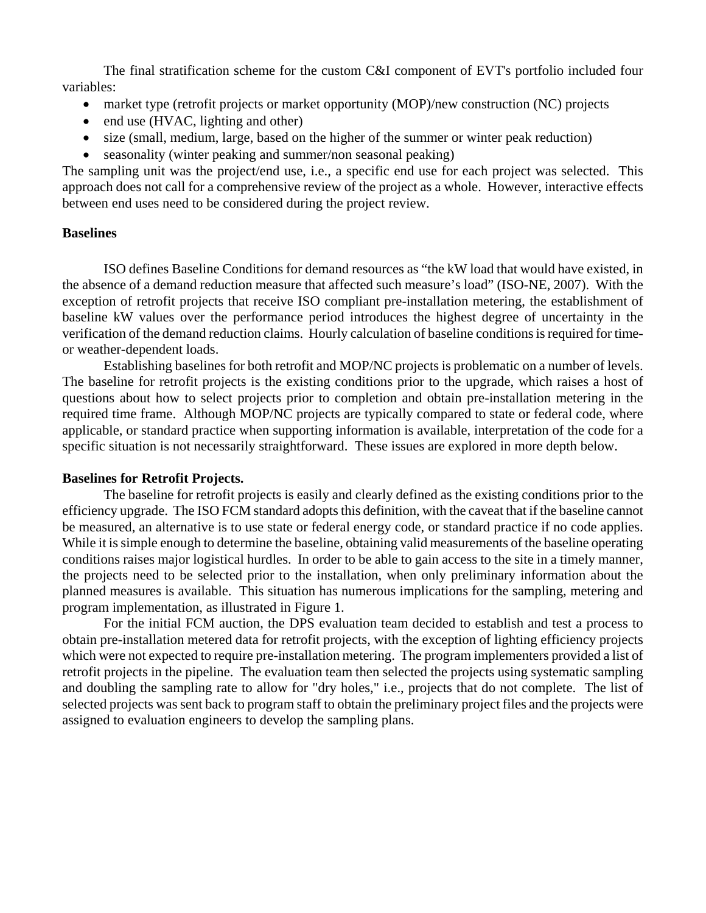The final stratification scheme for the custom C&I component of EVT's portfolio included four variables:

- market type (retrofit projects or market opportunity (MOP)/new construction (NC) projects
- end use (HVAC, lighting and other)
- size (small, medium, large, based on the higher of the summer or winter peak reduction)
- seasonality (winter peaking and summer/non seasonal peaking)

The sampling unit was the project/end use, i.e., a specific end use for each project was selected. This approach does not call for a comprehensive review of the project as a whole. However, interactive effects between end uses need to be considered during the project review.

**Baselines**

ISO defines Baseline Conditions for demand resources as "the kW load that would have existed, in the absence of a demand reduction measure that affected such measure's load" (ISO-NE, 2007). With the exception of retrofit projects that receive ISO compliant pre-installation metering, the establishment of baseline kW values over the performance period introduces the highest degree of uncertainty in the verification of the demand reduction claims. Hourly calculation of baseline conditions is required for time- or weather-dependent loads.

Establishing baselines for both retrofit and MOP/NC projects is problematic on a number of levels. The baseline for retrofit projects is the existing conditions prior to the upgrade, which raises a host of questions about how to select projects prior to completion and obtain pre-installation metering in the required time frame. Although MOP/NC projects are typically compared to state or federal code, where applicable, or standard practice when supporting information is available, interpretation of the code for a specific situation is not necessarily straightforward. These issues are explored in more depth below.

**Baselines for Retrofit Projects.**

The baseline for retrofit projects is easily and clearly defined as the existing conditions prior to the efficiency upgrade. The ISO FCM standard adopts this definition, with the caveat that if the baseline cannot be measured, an alternative is to use state or federal energy code, or standard practice if no code applies. While it is simple enough to determine the baseline, obtaining valid measurements of the baseline operating conditions raises major logistical hurdles. In order to be able to gain access to the site in a timely manner, the projects need to be selected prior to the installation, when only preliminary information about the planned measures is available. This situation has numerous implications for the sampling, metering and program implementation, as illustrated in Figure 1.

For the initial FCM auction, the DPS evaluation team decided to establish and test a process to obtain pre-installation metered data for retrofit projects, with the exception of lighting efficiency projects which were not expected to require pre-installation metering. The program implementers provided a list of retrofit projects in the pipeline. The evaluation team then selected the projects using systematic sampling and doubling the sampling rate to allow for "dry holes," i.e., projects that do not complete. The list of selected projects was sent back to program staff to obtain the preliminary project files and the projects were assigned to evaluation engineers to develop the sampling plans.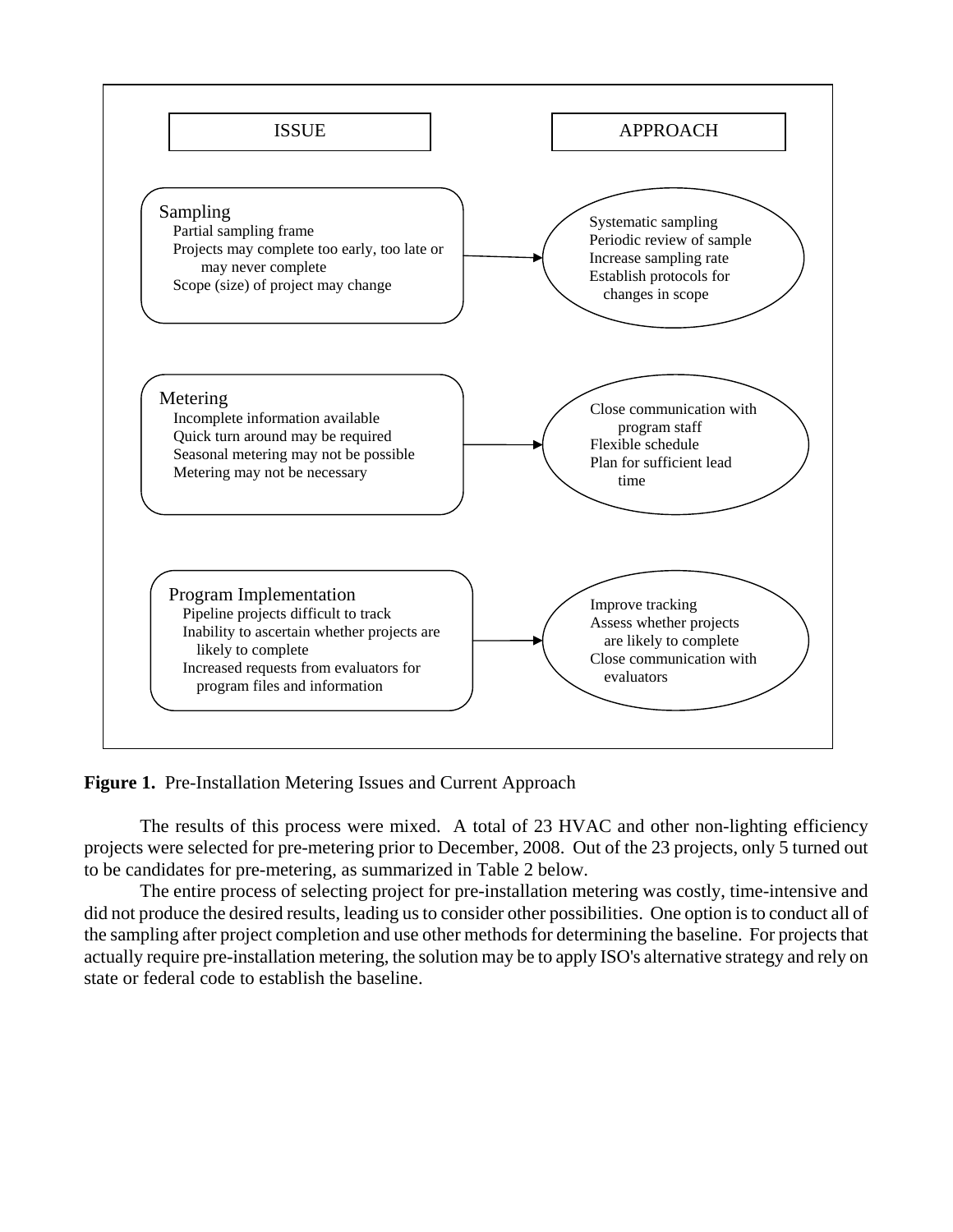| ISSUE | APPROACH |
| --- | --- |
| **Sampling**<br>Partial sampling frame<br>Projects may complete too early, too late or may never complete<br>Scope (size) of project may change | Systematic sampling<br>Periodic review of sample<br>Increase sampling rate<br>Establish protocols for changes in scope |
| **Metering**<br>Incomplete information available<br>Quick turn around may be required<br>Seasonal metering may not be possible<br>Metering may not be necessary | Close communication with program staff<br>Flexible schedule<br>Plan for sufficient lead time |
| **Program Implementation**<br>Pipeline projects difficult to track<br>Inability to ascertain whether projects are likely to complete<br>Increased requests from evaluators for program files and information | Improve tracking<br>Assess whether projects are likely to complete<br>Close communication with evaluators |

**Figure 1.** Pre-Installation Metering Issues and Current Approach

The results of this process were mixed. A total of 23 HVAC and other non-lighting efficiency projects were selected for pre-metering prior to December, 2008. Out of the 23 projects, only 5 turned out to be candidates for pre-metering, as summarized in Table 2 below.

The entire process of selecting project for pre-installation metering was costly, time-intensive and did not produce the desired results, leading us to consider other possibilities. One option is to conduct all of the sampling after project completion and use other methods for determining the baseline. For projects that actually require pre-installation metering, the solution may be to apply ISO's alternative strategy and rely on state or federal code to establish the baseline.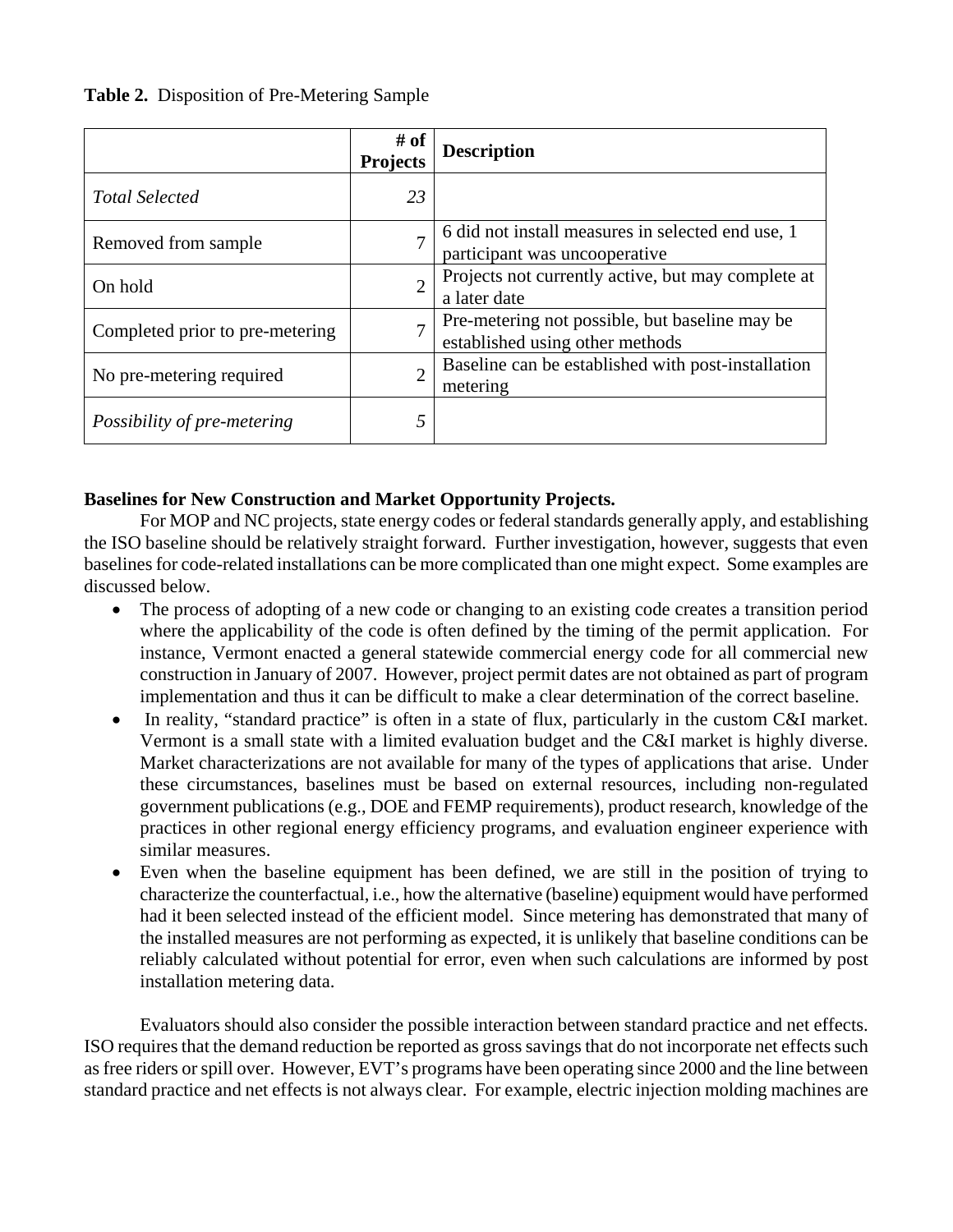**Table 2.** Disposition of Pre-Metering Sample

| | # of Projects | Description |
|---|---|---|
| *Total Selected* | *23* | |
| Removed from sample | 7 | 6 did not install measures in selected end use, 1 participant was uncooperative |
| On hold | 2 | Projects not currently active, but may complete at a later date |
| Completed prior to pre-metering | 7 | Pre-metering not possible, but baseline may be established using other methods |
| No pre-metering required | 2 | Baseline can be established with post-installation metering |
| *Possibility of pre-metering* | *5* | |

**Baselines for New Construction and Market Opportunity Projects.**

For MOP and NC projects, state energy codes or federal standards generally apply, and establishing the ISO baseline should be relatively straight forward. Further investigation, however, suggests that even baselines for code-related installations can be more complicated than one might expect. Some examples are discussed below.

- The process of adopting of a new code or changing to an existing code creates a transition period where the applicability of the code is often defined by the timing of the permit application. For instance, Vermont enacted a general statewide commercial energy code for all commercial new construction in January of 2007. However, project permit dates are not obtained as part of program implementation and thus it can be difficult to make a clear determination of the correct baseline.
- In reality, "standard practice" is often in a state of flux, particularly in the custom C&I market. Vermont is a small state with a limited evaluation budget and the C&I market is highly diverse. Market characterizations are not available for many of the types of applications that arise. Under these circumstances, baselines must be based on external resources, including non-regulated government publications (e.g., DOE and FEMP requirements), product research, knowledge of the practices in other regional energy efficiency programs, and evaluation engineer experience with similar measures.
- Even when the baseline equipment has been defined, we are still in the position of trying to characterize the counterfactual, i.e., how the alternative (baseline) equipment would have performed had it been selected instead of the efficient model. Since metering has demonstrated that many of the installed measures are not performing as expected, it is unlikely that baseline conditions can be reliably calculated without potential for error, even when such calculations are informed by post installation metering data.

Evaluators should also consider the possible interaction between standard practice and net effects. ISO requires that the demand reduction be reported as gross savings that do not incorporate net effects such as free riders or spill over. However, EVT's programs have been operating since 2000 and the line between standard practice and net effects is not always clear. For example, electric injection molding machines are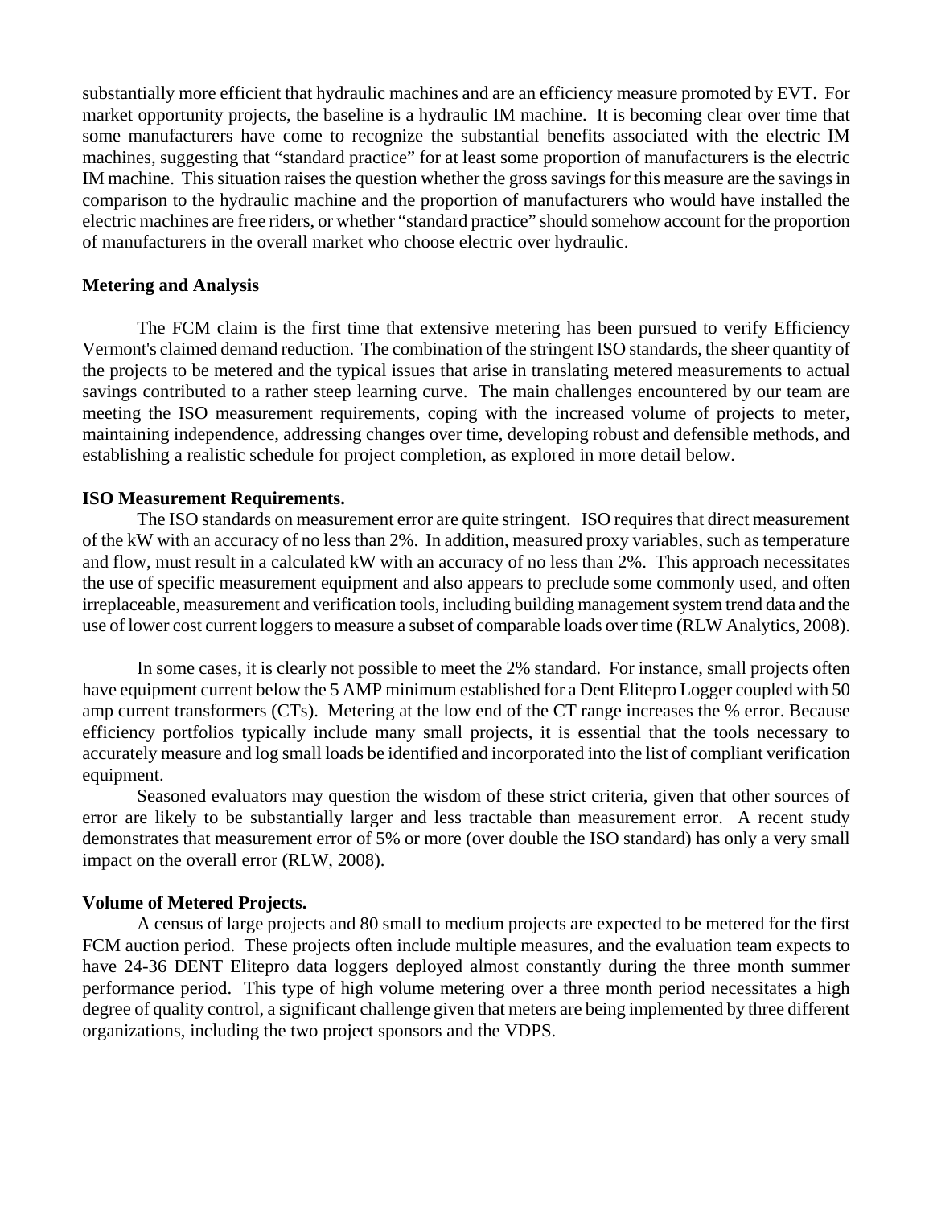substantially more efficient that hydraulic machines and are an efficiency measure promoted by EVT. For market opportunity projects, the baseline is a hydraulic IM machine. It is becoming clear over time that some manufacturers have come to recognize the substantial benefits associated with the electric IM machines, suggesting that "standard practice" for at least some proportion of manufacturers is the electric IM machine. This situation raises the question whether the gross savings for this measure are the savings in comparison to the hydraulic machine and the proportion of manufacturers who would have installed the electric machines are free riders, or whether "standard practice" should somehow account for the proportion of manufacturers in the overall market who choose electric over hydraulic.

**Metering and Analysis**

The FCM claim is the first time that extensive metering has been pursued to verify Efficiency Vermont's claimed demand reduction. The combination of the stringent ISO standards, the sheer quantity of the projects to be metered and the typical issues that arise in translating metered measurements to actual savings contributed to a rather steep learning curve. The main challenges encountered by our team are meeting the ISO measurement requirements, coping with the increased volume of projects to meter, maintaining independence, addressing changes over time, developing robust and defensible methods, and establishing a realistic schedule for project completion, as explored in more detail below.

**ISO Measurement Requirements.**

The ISO standards on measurement error are quite stringent. ISO requires that direct measurement of the kW with an accuracy of no less than 2%. In addition, measured proxy variables, such as temperature and flow, must result in a calculated kW with an accuracy of no less than 2%. This approach necessitates the use of specific measurement equipment and also appears to preclude some commonly used, and often irreplaceable, measurement and verification tools, including building management system trend data and the use of lower cost current loggers to measure a subset of comparable loads over time (RLW Analytics, 2008).

In some cases, it is clearly not possible to meet the 2% standard. For instance, small projects often have equipment current below the 5 AMP minimum established for a Dent Elitepro Logger coupled with 50 amp current transformers (CTs). Metering at the low end of the CT range increases the % error. Because efficiency portfolios typically include many small projects, it is essential that the tools necessary to accurately measure and log small loads be identified and incorporated into the list of compliant verification equipment.

Seasoned evaluators may question the wisdom of these strict criteria, given that other sources of error are likely to be substantially larger and less tractable than measurement error. A recent study demonstrates that measurement error of 5% or more (over double the ISO standard) has only a very small impact on the overall error (RLW, 2008).

**Volume of Metered Projects.**

A census of large projects and 80 small to medium projects are expected to be metered for the first FCM auction period. These projects often include multiple measures, and the evaluation team expects to have 24-36 DENT Elitepro data loggers deployed almost constantly during the three month summer performance period. This type of high volume metering over a three month period necessitates a high degree of quality control, a significant challenge given that meters are being implemented by three different organizations, including the two project sponsors and the VDPS.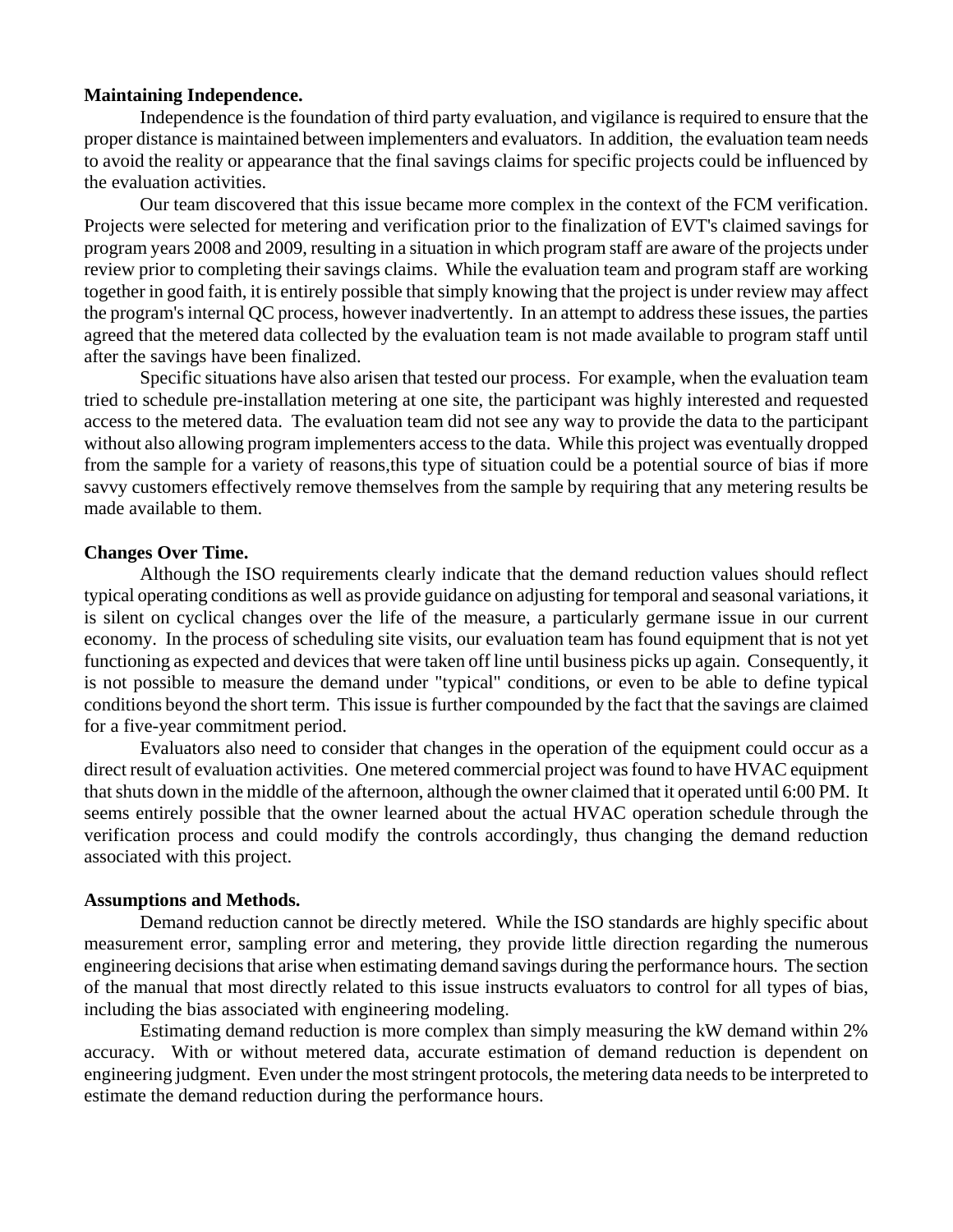**Maintaining Independence.**

Independence is the foundation of third party evaluation, and vigilance is required to ensure that the proper distance is maintained between implementers and evaluators. In addition, the evaluation team needs to avoid the reality or appearance that the final savings claims for specific projects could be influenced by the evaluation activities.

Our team discovered that this issue became more complex in the context of the FCM verification. Projects were selected for metering and verification prior to the finalization of EVT's claimed savings for program years 2008 and 2009, resulting in a situation in which program staff are aware of the projects under review prior to completing their savings claims. While the evaluation team and program staff are working together in good faith, it is entirely possible that simply knowing that the project is under review may affect the program's internal QC process, however inadvertently. In an attempt to address these issues, the parties agreed that the metered data collected by the evaluation team is not made available to program staff until after the savings have been finalized.

Specific situations have also arisen that tested our process. For example, when the evaluation team tried to schedule pre-installation metering at one site, the participant was highly interested and requested access to the metered data. The evaluation team did not see any way to provide the data to the participant without also allowing program implementers access to the data. While this project was eventually dropped from the sample for a variety of reasons,this type of situation could be a potential source of bias if more savvy customers effectively remove themselves from the sample by requiring that any metering results be made available to them.

**Changes Over Time.**

Although the ISO requirements clearly indicate that the demand reduction values should reflect typical operating conditions as well as provide guidance on adjusting for temporal and seasonal variations, it is silent on cyclical changes over the life of the measure, a particularly germane issue in our current economy. In the process of scheduling site visits, our evaluation team has found equipment that is not yet functioning as expected and devices that were taken off line until business picks up again. Consequently, it is not possible to measure the demand under "typical" conditions, or even to be able to define typical conditions beyond the short term. This issue is further compounded by the fact that the savings are claimed for a five-year commitment period.

Evaluators also need to consider that changes in the operation of the equipment could occur as a direct result of evaluation activities. One metered commercial project was found to have HVAC equipment that shuts down in the middle of the afternoon, although the owner claimed that it operated until 6:00 PM. It seems entirely possible that the owner learned about the actual HVAC operation schedule through the verification process and could modify the controls accordingly, thus changing the demand reduction associated with this project.

**Assumptions and Methods.**

Demand reduction cannot be directly metered. While the ISO standards are highly specific about measurement error, sampling error and metering, they provide little direction regarding the numerous engineering decisions that arise when estimating demand savings during the performance hours. The section of the manual that most directly related to this issue instructs evaluators to control for all types of bias, including the bias associated with engineering modeling.

Estimating demand reduction is more complex than simply measuring the kW demand within 2% accuracy. With or without metered data, accurate estimation of demand reduction is dependent on engineering judgment. Even under the most stringent protocols, the metering data needs to be interpreted to estimate the demand reduction during the performance hours.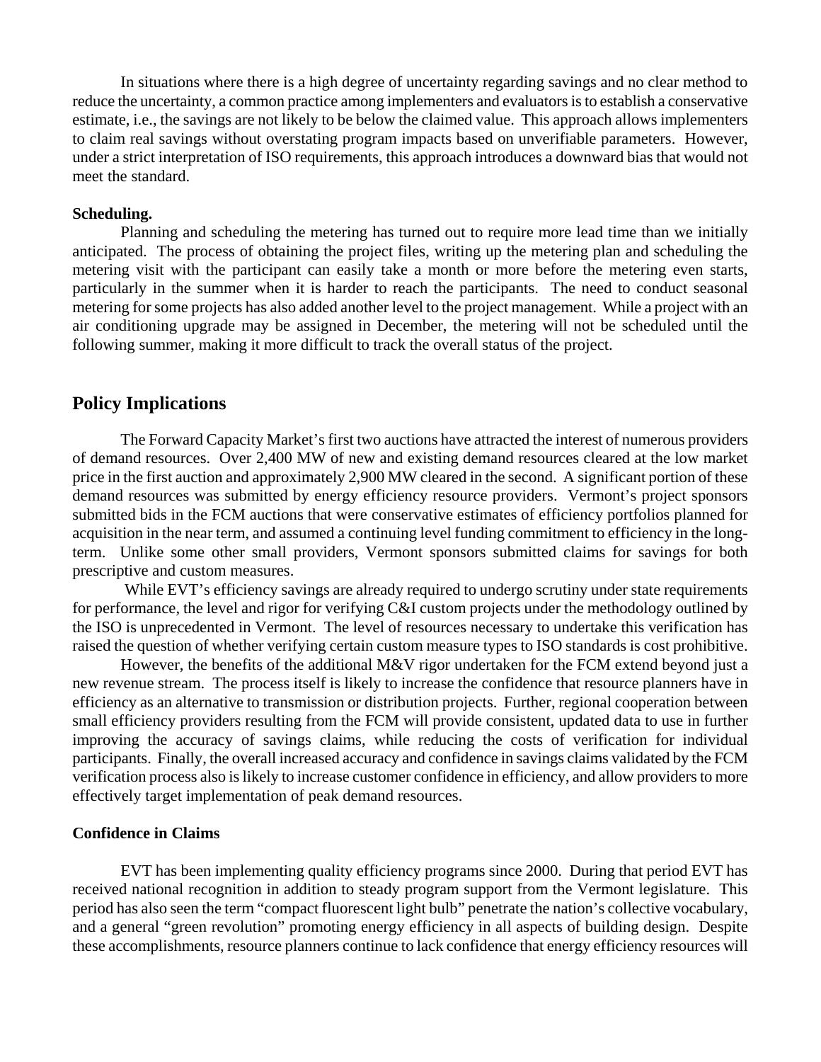In situations where there is a high degree of uncertainty regarding savings and no clear method to reduce the uncertainty, a common practice among implementers and evaluators is to establish a conservative estimate, i.e., the savings are not likely to be below the claimed value. This approach allows implementers to claim real savings without overstating program impacts based on unverifiable parameters. However, under a strict interpretation of ISO requirements, this approach introduces a downward bias that would not meet the standard.

**Scheduling.**

Planning and scheduling the metering has turned out to require more lead time than we initially anticipated. The process of obtaining the project files, writing up the metering plan and scheduling the metering visit with the participant can easily take a month or more before the metering even starts, particularly in the summer when it is harder to reach the participants. The need to conduct seasonal metering for some projects has also added another level to the project management. While a project with an air conditioning upgrade may be assigned in December, the metering will not be scheduled until the following summer, making it more difficult to track the overall status of the project.

## Policy Implications

The Forward Capacity Market's first two auctions have attracted the interest of numerous providers of demand resources. Over 2,400 MW of new and existing demand resources cleared at the low market price in the first auction and approximately 2,900 MW cleared in the second. A significant portion of these demand resources was submitted by energy efficiency resource providers. Vermont's project sponsors submitted bids in the FCM auctions that were conservative estimates of efficiency portfolios planned for acquisition in the near term, and assumed a continuing level funding commitment to efficiency in the long-term. Unlike some other small providers, Vermont sponsors submitted claims for savings for both prescriptive and custom measures.

While EVT's efficiency savings are already required to undergo scrutiny under state requirements for performance, the level and rigor for verifying C&I custom projects under the methodology outlined by the ISO is unprecedented in Vermont. The level of resources necessary to undertake this verification has raised the question of whether verifying certain custom measure types to ISO standards is cost prohibitive.

However, the benefits of the additional M&V rigor undertaken for the FCM extend beyond just a new revenue stream. The process itself is likely to increase the confidence that resource planners have in efficiency as an alternative to transmission or distribution projects. Further, regional cooperation between small efficiency providers resulting from the FCM will provide consistent, updated data to use in further improving the accuracy of savings claims, while reducing the costs of verification for individual participants. Finally, the overall increased accuracy and confidence in savings claims validated by the FCM verification process also is likely to increase customer confidence in efficiency, and allow providers to more effectively target implementation of peak demand resources.

**Confidence in Claims**

EVT has been implementing quality efficiency programs since 2000. During that period EVT has received national recognition in addition to steady program support from the Vermont legislature. This period has also seen the term "compact fluorescent light bulb" penetrate the nation's collective vocabulary, and a general "green revolution" promoting energy efficiency in all aspects of building design. Despite these accomplishments, resource planners continue to lack confidence that energy efficiency resources will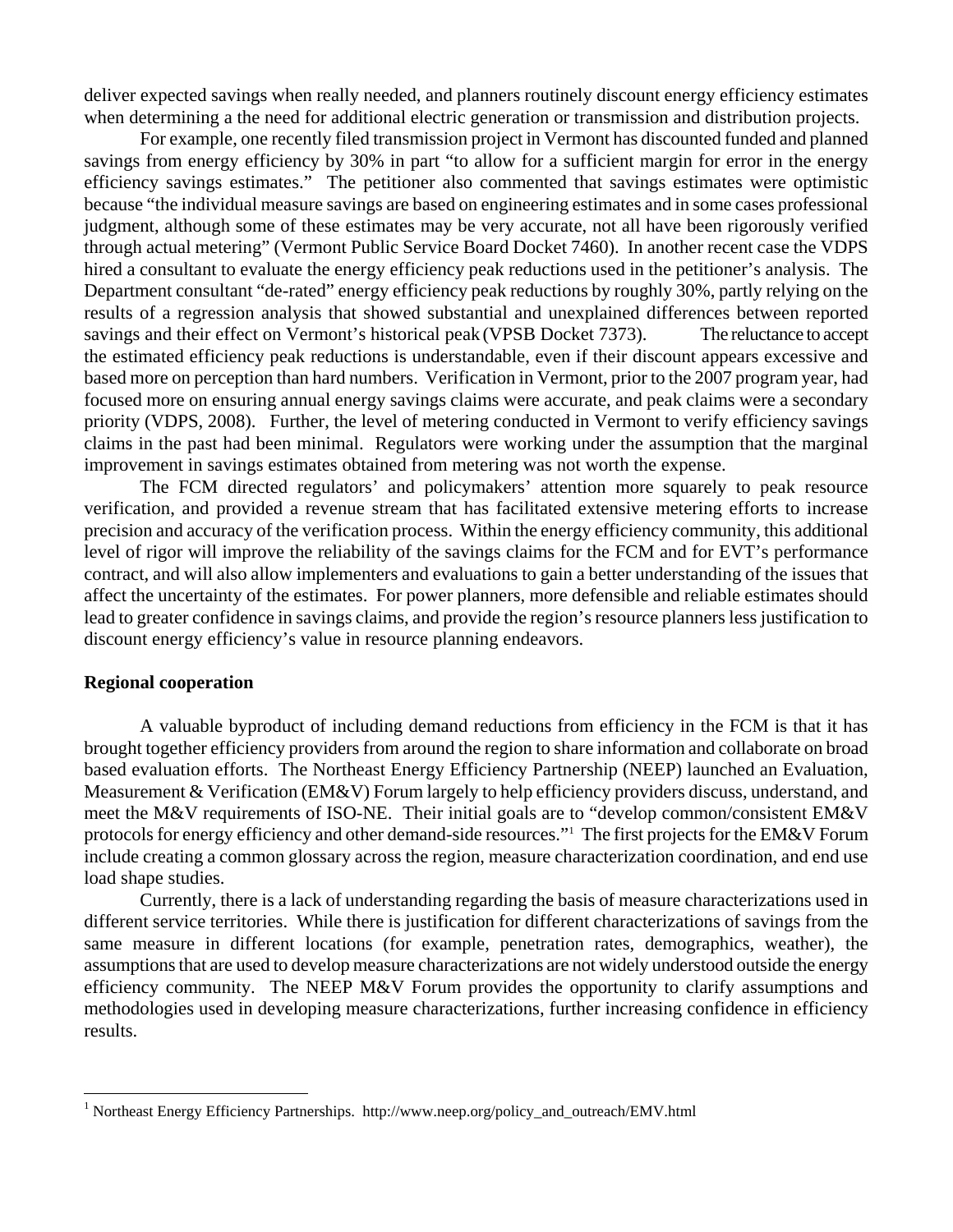deliver expected savings when really needed, and planners routinely discount energy efficiency estimates when determining a the need for additional electric generation or transmission and distribution projects.

For example, one recently filed transmission project in Vermont has discounted funded and planned savings from energy efficiency by 30% in part "to allow for a sufficient margin for error in the energy efficiency savings estimates." The petitioner also commented that savings estimates were optimistic because "the individual measure savings are based on engineering estimates and in some cases professional judgment, although some of these estimates may be very accurate, not all have been rigorously verified through actual metering" (Vermont Public Service Board Docket 7460). In another recent case the VDPS hired a consultant to evaluate the energy efficiency peak reductions used in the petitioner's analysis. The Department consultant "de-rated" energy efficiency peak reductions by roughly 30%, partly relying on the results of a regression analysis that showed substantial and unexplained differences between reported savings and their effect on Vermont's historical peak (VPSB Docket 7373). The reluctance to accept the estimated efficiency peak reductions is understandable, even if their discount appears excessive and based more on perception than hard numbers. Verification in Vermont, prior to the 2007 program year, had focused more on ensuring annual energy savings claims were accurate, and peak claims were a secondary priority (VDPS, 2008). Further, the level of metering conducted in Vermont to verify efficiency savings claims in the past had been minimal. Regulators were working under the assumption that the marginal improvement in savings estimates obtained from metering was not worth the expense.

The FCM directed regulators' and policymakers' attention more squarely to peak resource verification, and provided a revenue stream that has facilitated extensive metering efforts to increase precision and accuracy of the verification process. Within the energy efficiency community, this additional level of rigor will improve the reliability of the savings claims for the FCM and for EVT's performance contract, and will also allow implementers and evaluations to gain a better understanding of the issues that affect the uncertainty of the estimates. For power planners, more defensible and reliable estimates should lead to greater confidence in savings claims, and provide the region's resource planners less justification to discount energy efficiency's value in resource planning endeavors.

**Regional cooperation**

A valuable byproduct of including demand reductions from efficiency in the FCM is that it has brought together efficiency providers from around the region to share information and collaborate on broad based evaluation efforts. The Northeast Energy Efficiency Partnership (NEEP) launched an Evaluation, Measurement & Verification (EM&V) Forum largely to help efficiency providers discuss, understand, and meet the M&V requirements of ISO-NE. Their initial goals are to "develop common/consistent EM&V protocols for energy efficiency and other demand-side resources."[1] The first projects for the EM&V Forum include creating a common glossary across the region, measure characterization coordination, and end use load shape studies.

Currently, there is a lack of understanding regarding the basis of measure characterizations used in different service territories. While there is justification for different characterizations of savings from the same measure in different locations (for example, penetration rates, demographics, weather), the assumptions that are used to develop measure characterizations are not widely understood outside the energy efficiency community. The NEEP M&V Forum provides the opportunity to clarify assumptions and methodologies used in developing measure characterizations, further increasing confidence in efficiency results.

---

[1] Northeast Energy Efficiency Partnerships. http://www.neep.org/policy_and_outreach/EMV.html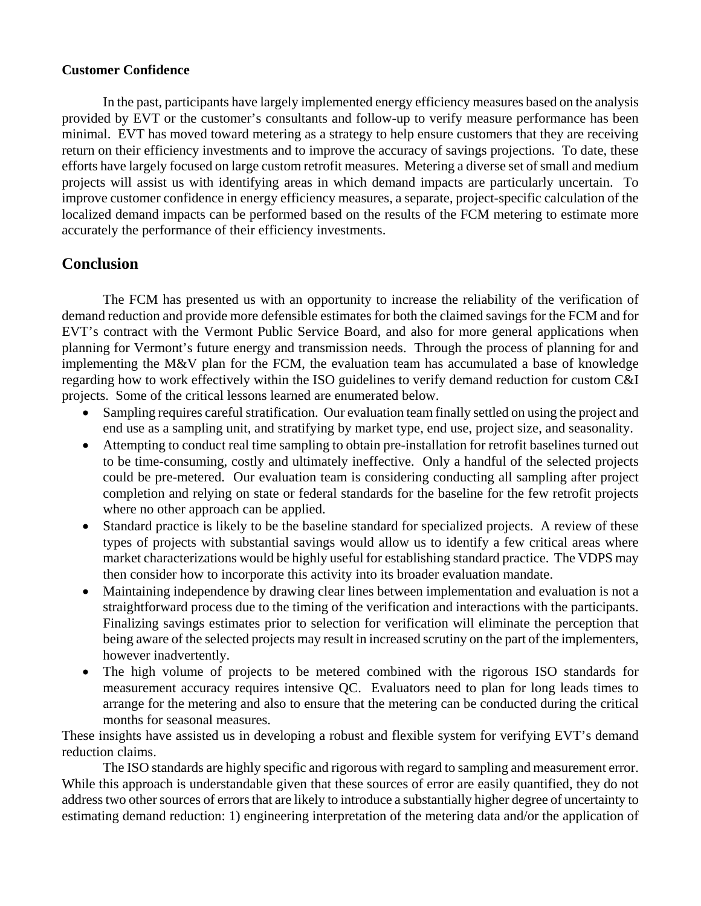**Customer Confidence**

In the past, participants have largely implemented energy efficiency measures based on the analysis provided by EVT or the customer's consultants and follow-up to verify measure performance has been minimal. EVT has moved toward metering as a strategy to help ensure customers that they are receiving return on their efficiency investments and to improve the accuracy of savings projections. To date, these efforts have largely focused on large custom retrofit measures. Metering a diverse set of small and medium projects will assist us with identifying areas in which demand impacts are particularly uncertain. To improve customer confidence in energy efficiency measures, a separate, project-specific calculation of the localized demand impacts can be performed based on the results of the FCM metering to estimate more accurately the performance of their efficiency investments.

## Conclusion

The FCM has presented us with an opportunity to increase the reliability of the verification of demand reduction and provide more defensible estimates for both the claimed savings for the FCM and for EVT's contract with the Vermont Public Service Board, and also for more general applications when planning for Vermont's future energy and transmission needs. Through the process of planning for and implementing the M&V plan for the FCM, the evaluation team has accumulated a base of knowledge regarding how to work effectively within the ISO guidelines to verify demand reduction for custom C&I projects. Some of the critical lessons learned are enumerated below.

- Sampling requires careful stratification. Our evaluation team finally settled on using the project and end use as a sampling unit, and stratifying by market type, end use, project size, and seasonality.
- Attempting to conduct real time sampling to obtain pre-installation for retrofit baselines turned out to be time-consuming, costly and ultimately ineffective. Only a handful of the selected projects could be pre-metered. Our evaluation team is considering conducting all sampling after project completion and relying on state or federal standards for the baseline for the few retrofit projects where no other approach can be applied.
- Standard practice is likely to be the baseline standard for specialized projects. A review of these types of projects with substantial savings would allow us to identify a few critical areas where market characterizations would be highly useful for establishing standard practice. The VDPS may then consider how to incorporate this activity into its broader evaluation mandate.
- Maintaining independence by drawing clear lines between implementation and evaluation is not a straightforward process due to the timing of the verification and interactions with the participants. Finalizing savings estimates prior to selection for verification will eliminate the perception that being aware of the selected projects may result in increased scrutiny on the part of the implementers, however inadvertently.
- The high volume of projects to be metered combined with the rigorous ISO standards for measurement accuracy requires intensive QC. Evaluators need to plan for long leads times to arrange for the metering and also to ensure that the metering can be conducted during the critical months for seasonal measures.

These insights have assisted us in developing a robust and flexible system for verifying EVT's demand reduction claims.

The ISO standards are highly specific and rigorous with regard to sampling and measurement error. While this approach is understandable given that these sources of error are easily quantified, they do not address two other sources of errors that are likely to introduce a substantially higher degree of uncertainty to estimating demand reduction: 1) engineering interpretation of the metering data and/or the application of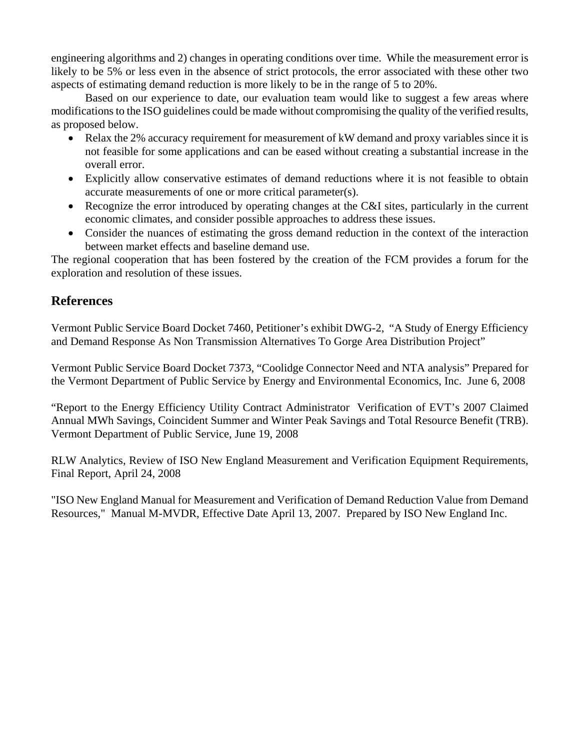engineering algorithms and 2) changes in operating conditions over time. While the measurement error is likely to be 5% or less even in the absence of strict protocols, the error associated with these other two aspects of estimating demand reduction is more likely to be in the range of 5 to 20%.

Based on our experience to date, our evaluation team would like to suggest a few areas where modifications to the ISO guidelines could be made without compromising the quality of the verified results, as proposed below.

- Relax the 2% accuracy requirement for measurement of kW demand and proxy variables since it is not feasible for some applications and can be eased without creating a substantial increase in the overall error.
- Explicitly allow conservative estimates of demand reductions where it is not feasible to obtain accurate measurements of one or more critical parameter(s).
- Recognize the error introduced by operating changes at the C&I sites, particularly in the current economic climates, and consider possible approaches to address these issues.
- Consider the nuances of estimating the gross demand reduction in the context of the interaction between market effects and baseline demand use.

The regional cooperation that has been fostered by the creation of the FCM provides a forum for the exploration and resolution of these issues.

## References

Vermont Public Service Board Docket 7460, Petitioner's exhibit DWG-2, "A Study of Energy Efficiency and Demand Response As Non Transmission Alternatives To Gorge Area Distribution Project"

Vermont Public Service Board Docket 7373, "Coolidge Connector Need and NTA analysis" Prepared for the Vermont Department of Public Service by Energy and Environmental Economics, Inc. June 6, 2008

"Report to the Energy Efficiency Utility Contract Administrator Verification of EVT's 2007 Claimed Annual MWh Savings, Coincident Summer and Winter Peak Savings and Total Resource Benefit (TRB). Vermont Department of Public Service, June 19, 2008

RLW Analytics, Review of ISO New England Measurement and Verification Equipment Requirements, Final Report, April 24, 2008

"ISO New England Manual for Measurement and Verification of Demand Reduction Value from Demand Resources," Manual M-MVDR, Effective Date April 13, 2007. Prepared by ISO New England Inc.